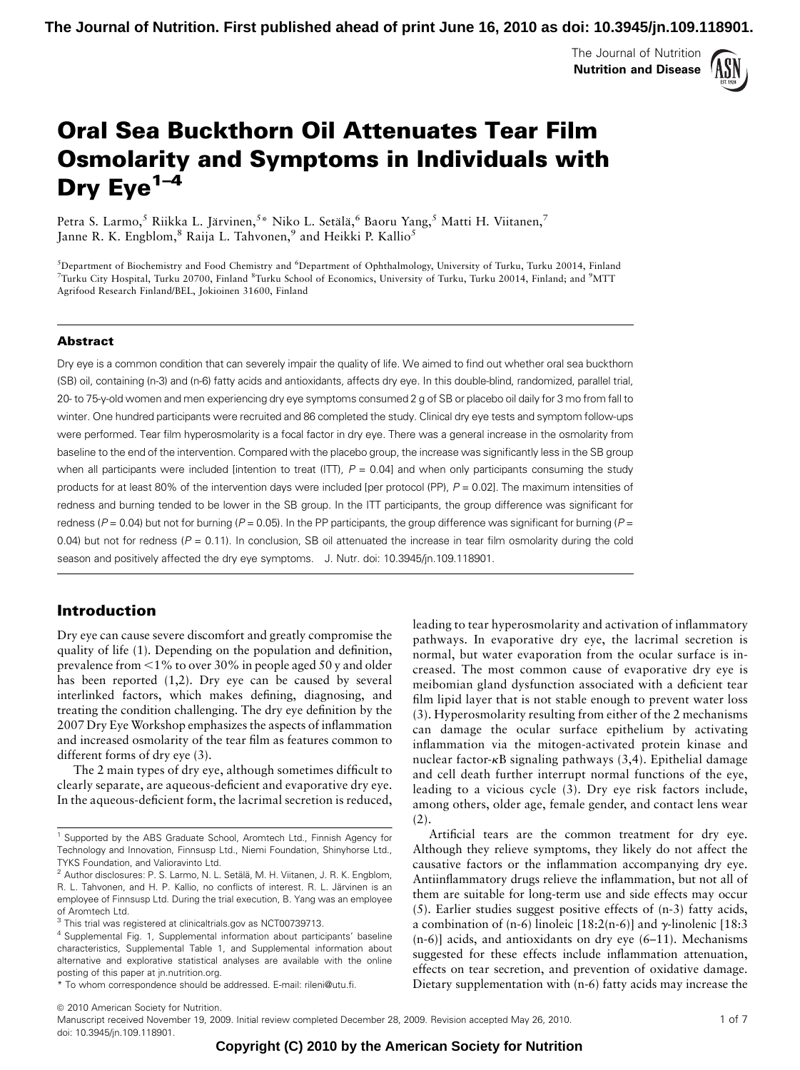# Oral Sea Buckthorn Oil Attenuates Tear Film Osmolarity and Symptoms in Individuals with Dry Eye[1–4]

Petra S. Larmo,[5] Riikka L. Järvinen,[5]* Niko L. Setälä,[6] Baoru Yang,[5] Matti H. Viitanen,[7] Janne R. K. Engblom,[8] Raija L. Tahvonen,[9] and Heikki P. Kallio[5]

[5]Department of Biochemistry and Food Chemistry and [6]Department of Ophthalmology, University of Turku, Turku 20014, Finland [7]Turku City Hospital, Turku 20700, Finland [8]Turku School of Economics, University of Turku, Turku 20014, Finland; and [9]MTT Agrifood Research Finland/BEL, Jokioinen 31600, Finland

## Abstract

Dry eye is a common condition that can severely impair the quality of life. We aimed to find out whether oral sea buckthorn (SB) oil, containing (n-3) and (n-6) fatty acids and antioxidants, affects dry eye. In this double-blind, randomized, parallel trial, 20- to 75-y-old women and men experiencing dry eye symptoms consumed 2 g of SB or placebo oil daily for 3 mo from fall to winter. One hundred participants were recruited and 86 completed the study. Clinical dry eye tests and symptom follow-ups were performed. Tear film hyperosmolarity is a focal factor in dry eye. There was a general increase in the osmolarity from baseline to the end of the intervention. Compared with the placebo group, the increase was significantly less in the SB group when all participants were included [intention to treat (ITT), $P = 0.04$] and when only participants consuming the study products for at least 80% of the intervention days were included [per protocol (PP), $P = 0.02$]. The maximum intensities of redness and burning tended to be lower in the SB group. In the ITT participants, the group difference was significant for redness ($P = 0.04$) but not for burning ($P = 0.05$). In the PP participants, the group difference was significant for burning ($P = 0.04$) but not for redness ($P = 0.11$). In conclusion, SB oil attenuated the increase in tear film osmolarity during the cold season and positively affected the dry eye symptoms. J. Nutr. doi: 10.3945/jn.109.118901.

## Introduction

Dry eye can cause severe discomfort and greatly compromise the quality of life (1). Depending on the population and definition, prevalence from <1% to over 30% in people aged 50 y and older has been reported (1,2). Dry eye can be caused by several interlinked factors, which makes defining, diagnosing, and treating the condition challenging. The dry eye definition by the 2007 Dry Eye Workshop emphasizes the aspects of inflammation and increased osmolarity of the tear film as features common to different forms of dry eye (3).

The 2 main types of dry eye, although sometimes difficult to clearly separate, are aqueous-deficient and evaporative dry eye. In the aqueous-deficient form, the lacrimal secretion is reduced, leading to tear hyperosmolarity and activation of inflammatory pathways. In evaporative dry eye, the lacrimal secretion is normal, but water evaporation from the ocular surface is increased. The most common cause of evaporative dry eye is meibomian gland dysfunction associated with a deficient tear film lipid layer that is not stable enough to prevent water loss (3). Hyperosmolarity resulting from either of the 2 mechanisms can damage the ocular surface epithelium by activating inflammation via the mitogen-activated protein kinase and nuclear factor-$\kappa$B signaling pathways (3,4). Epithelial damage and cell death further interrupt normal functions of the eye, leading to a vicious cycle (3). Dry eye risk factors include, among others, older age, female gender, and contact lens wear (2).

Artificial tears are the common treatment for dry eye. Although they relieve symptoms, they likely do not affect the causative factors or the inflammation accompanying dry eye. Antiinflammatory drugs relieve the inflammation, but not all of them are suitable for long-term use and side effects may occur (5). Earlier studies suggest positive effects of (n-3) fatty acids, a combination of (n-6) linoleic [18:2(n-6)] and $\gamma$-linolenic [18:3 (n-6)] acids, and antioxidants on dry eye (6–11). Mechanisms suggested for these effects include inflammation attenuation, effects on tear secretion, and prevention of oxidative damage. Dietary supplementation with (n-6) fatty acids may increase the

---

[1] Supported by the ABS Graduate School, Aromtech Ltd., Finnish Agency for Technology and Innovation, Finnsusp Ltd., Niemi Foundation, Shinyhorse Ltd., TYKS Foundation, and Valioravinto Ltd.

[2] Author disclosures: P. S. Larmo, N. L. Setälä, M. H. Viitanen, J. R. K. Engblom, R. L. Tahvonen, and H. P. Kallio, no conflicts of interest. R. L. Järvinen is an employee of Finnsusp Ltd. During the trial execution, B. Yang was an employee of Aromtech Ltd.

[3] This trial was registered at clinicaltrials.gov as NCT00739713.

[4] Supplemental Fig. 1, Supplemental information about participants' baseline characteristics, Supplemental Table 1, and Supplemental information about alternative and explorative statistical analyses are available with the online posting of this paper at jn.nutrition.org.

* To whom correspondence should be addressed. E-mail: rileni@utu.fi.

© 2010 American Society for Nutrition.
Manuscript received November 19, 2009. Initial review completed December 28, 2009. Revision accepted May 26, 2010.
doi: 10.3945/jn.109.118901.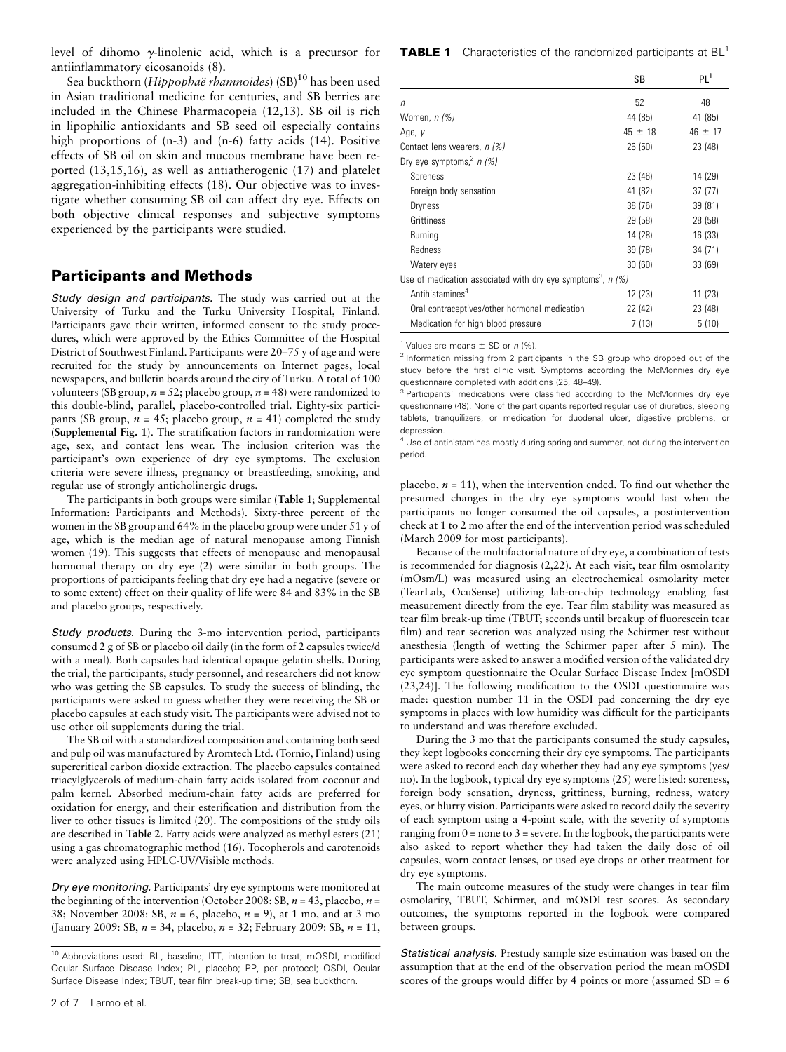level of dihomo γ-linolenic acid, which is a precursor for antiinflammatory eicosanoids (8).

Sea buckthorn (*Hippophaë rhamnoides*) (SB)[10] has been used in Asian traditional medicine for centuries, and SB berries are included in the Chinese Pharmacopeia (12,13). SB oil is rich in lipophilic antioxidants and SB seed oil especially contains high proportions of (n-3) and (n-6) fatty acids (14). Positive effects of SB oil on skin and mucous membrane have been reported (13,15,16), as well as antiatherogenic (17) and platelet aggregation-inhibiting effects (18). Our objective was to investigate whether consuming SB oil can affect dry eye. Effects on both objective clinical responses and subjective symptoms experienced by the participants were studied.

## Participants and Methods

*Study design and participants.* The study was carried out at the University of Turku and the Turku University Hospital, Finland. Participants gave their written, informed consent to the study procedures, which were approved by the Ethics Committee of the Hospital District of Southwest Finland. Participants were 20–75 y of age and were recruited for the study by announcements on Internet pages, local newspapers, and bulletin boards around the city of Turku. A total of 100 volunteers (SB group, *n* = 52; placebo group, *n* = 48) were randomized to this double-blind, parallel, placebo-controlled trial. Eighty-six participants (SB group, *n* = 45; placebo group, *n* = 41) completed the study (**Supplemental Fig. 1**). The stratification factors in randomization were age, sex, and contact lens wear. The inclusion criterion was the participant's own experience of dry eye symptoms. The exclusion criteria were severe illness, pregnancy or breastfeeding, smoking, and regular use of strongly anticholinergic drugs.

The participants in both groups were similar (**Table 1**; Supplemental Information: Participants and Methods). Sixty-three percent of the women in the SB group and 64% in the placebo group were under 51 y of age, which is the median age of natural menopause among Finnish women (19). This suggests that effects of menopause and menopausal hormonal therapy on dry eye (2) were similar in both groups. The proportions of participants feeling that dry eye had a negative (severe or to some extent) effect on their quality of life were 84 and 83% in the SB and placebo groups, respectively.

*Study products.* During the 3-mo intervention period, participants consumed 2 g of SB or placebo oil daily (in the form of 2 capsules twice/d with a meal). Both capsules had identical opaque gelatin shells. During the trial, the participants, study personnel, and researchers did not know who was getting the SB capsules. To study the success of blinding, the participants were asked to guess whether they were receiving the SB or placebo capsules at each study visit. The participants were advised not to use other oil supplements during the trial.

The SB oil with a standardized composition and containing both seed and pulp oil was manufactured by Aromtech Ltd. (Tornio, Finland) using supercritical carbon dioxide extraction. The placebo capsules contained triacylglycerols of medium-chain fatty acids isolated from coconut and palm kernel. Absorbed medium-chain fatty acids are preferred for oxidation for energy, and their esterification and distribution from the liver to other tissues is limited (20). The compositions of the study oils are described in **Table 2**. Fatty acids were analyzed as methyl esters (21) using a gas chromatographic method (16). Tocopherols and carotenoids were analyzed using HPLC-UV/Visible methods.

*Dry eye monitoring.* Participants' dry eye symptoms were monitored at the beginning of the intervention (October 2008: SB, *n* = 43, placebo, *n* = 38; November 2008: SB, *n* = 6, placebo, *n* = 9), at 1 mo, and at 3 mo (January 2009: SB, *n* = 34, placebo, *n* = 32; February 2009: SB, *n* = 11, placebo, *n* = 11), when the intervention ended. To find out whether the presumed changes in the dry eye symptoms would last when the participants no longer consumed the oil capsules, a postintervention check at 1 to 2 mo after the end of the intervention period was scheduled (March 2009 for most participants).

Because of the multifactorial nature of dry eye, a combination of tests is recommended for diagnosis (2,22). At each visit, tear film osmolarity (mOsm/L) was measured using an electrochemical osmolarity meter (TearLab, OcuSense) utilizing lab-on-chip technology enabling fast measurement directly from the eye. Tear film stability was measured as tear film break-up time (TBUT; seconds until breakup of fluorescein tear film) and tear secretion was analyzed using the Schirmer test without anesthesia (length of wetting the Schirmer paper after 5 min). The participants were asked to answer a modified version of the validated dry eye symptom questionnaire the Ocular Surface Disease Index [mOSDI (23,24)]. The following modification to the OSDI questionnaire was made: question number 11 in the OSDI pad concerning the dry eye symptoms in places with low humidity was difficult for the participants to understand and was therefore excluded.

During the 3 mo that the participants consumed the study capsules, they kept logbooks concerning their dry eye symptoms. The participants were asked to record each day whether they had any eye symptoms (yes/no). In the logbook, typical dry eye symptoms (25) were listed: soreness, foreign body sensation, dryness, grittiness, burning, redness, watery eyes, or blurry vision. Participants were asked to record daily the severity of each symptom using a 4-point scale, with the severity of symptoms ranging from 0 = none to 3 = severe. In the logbook, the participants were also asked to report whether they had taken the daily dose of oil capsules, worn contact lenses, or used eye drops or other treatment for dry eye symptoms.

The main outcome measures of the study were changes in tear film osmolarity, TBUT, Schirmer, and mOSDI test scores. As secondary outcomes, the symptoms reported in the logbook were compared between groups.

*Statistical analysis.* Prestudy sample size estimation was based on the assumption that at the end of the observation period the mean mOSDI scores of the groups would differ by 4 points or more (assumed SD = 6

**TABLE 1** Characteristics of the randomized participants at BL[1]

| | SB | PL[1] |
|---|---|---|
| *n* | 52 | 48 |
| Women, *n (%)* | 44 (85) | 41 (85) |
| Age, *y* | 45 ± 18 | 46 ± 17 |
| Contact lens wearers, *n (%)* | 26 (50) | 23 (48) |
| Dry eye symptoms,[2] *n (%)* | | |
| Soreness | 23 (46) | 14 (29) |
| Foreign body sensation | 41 (82) | 37 (77) |
| Dryness | 38 (76) | 39 (81) |
| Grittiness | 29 (58) | 28 (58) |
| Burning | 14 (28) | 16 (33) |
| Redness | 39 (78) | 34 (71) |
| Watery eyes | 30 (60) | 33 (69) |
| Use of medication associated with dry eye symptoms[3], *n (%)* | | |
| Antihistamines[4] | 12 (23) | 11 (23) |
| Oral contraceptives/other hormonal medication | 22 (42) | 23 (48) |
| Medication for high blood pressure | 7 (13) | 5 (10) |

[1] Values are means ± SD or *n* (%).

[2] Information missing from 2 participants in the SB group who dropped out of the study before the first clinic visit. Symptoms according the McMonnies dry eye questionnaire completed with additions (25, 48–49).

[3] Participants' medications were classified according to the McMonnies dry eye questionnaire (48). None of the participants reported regular use of diuretics, sleeping tablets, tranquilizers, or medication for duodenal ulcer, digestive problems, or depression.

[4] Use of antihistamines mostly during spring and summer, not during the intervention period.

[10] Abbreviations used: BL, baseline; ITT, intention to treat; mOSDI, modified Ocular Surface Disease Index; PL, placebo; PP, per protocol; OSDI, Ocular Surface Disease Index; TBUT, tear film break-up time; SB, sea buckthorn.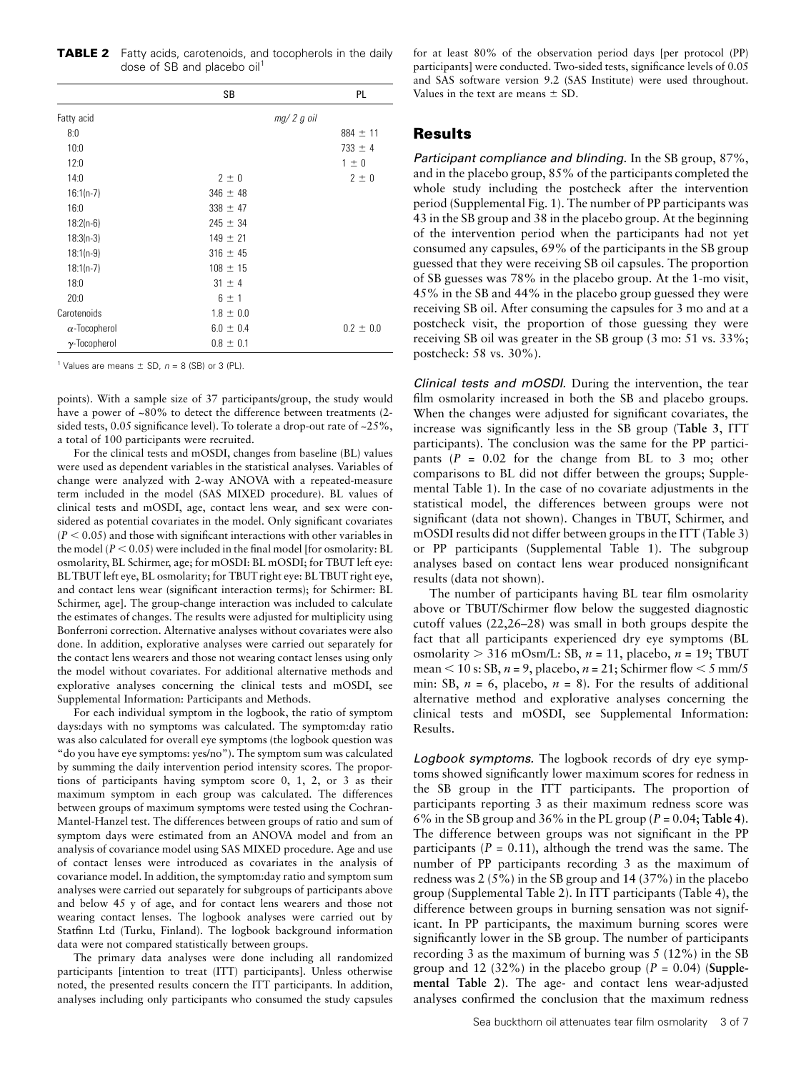**TABLE 2** Fatty acids, carotenoids, and tocopherols in the daily dose of SB and placebo oil[1]

| | SB | PL |
|---|---|---|
| Fatty acid | *mg/ 2 g oil* | |
| 8:0 | | 884 ± 11 |
| 10:0 | | 733 ± 4 |
| 12:0 | | 1 ± 0 |
| 14:0 | 2 ± 0 | 2 ± 0 |
| 16:1(n-7) | 346 ± 48 | |
| 16:0 | 338 ± 47 | |
| 18:2(n-6) | 245 ± 34 | |
| 18:3(n-3) | 149 ± 21 | |
| 18:1(n-9) | 316 ± 45 | |
| 18:1(n-7) | 108 ± 15 | |
| 18:0 | 31 ± 4 | |
| 20:0 | 6 ± 1 | |
| Carotenoids | 1.8 ± 0.0 | |
| α-Tocopherol | 6.0 ± 0.4 | 0.2 ± 0.0 |
| γ-Tocopherol | 0.8 ± 0.1 | |

[1] Values are means ± SD, $n = 8$ (SB) or 3 (PL).

points). With a sample size of 37 participants/group, the study would have a power of ~80% to detect the difference between treatments (2-sided tests, 0.05 significance level). To tolerate a drop-out rate of ~25%, a total of 100 participants were recruited.

For the clinical tests and mOSDI, changes from baseline (BL) values were used as dependent variables in the statistical analyses. Variables of change were analyzed with 2-way ANOVA with a repeated-measure term included in the model (SAS MIXED procedure). BL values of clinical tests and mOSDI, age, contact lens wear, and sex were considered as potential covariates in the model. Only significant covariates ($P < 0.05$) and those with significant interactions with other variables in the model ($P < 0.05$) were included in the final model [for osmolarity: BL osmolarity, BL Schirmer, age; for mOSDI: BL mOSDI; for TBUT left eye: BL TBUT left eye, BL osmolarity; for TBUT right eye: BL TBUT right eye, and contact lens wear (significant interaction terms); for Schirmer: BL Schirmer, age]. The group-change interaction was included to calculate the estimates of changes. The results were adjusted for multiplicity using Bonferroni correction. Alternative analyses without covariates were also done. In addition, explorative analyses were carried out separately for the contact lens wearers and those not wearing contact lenses using only the model without covariates. For additional alternative methods and explorative analyses concerning the clinical tests and mOSDI, see Supplemental Information: Participants and Methods.

For each individual symptom in the logbook, the ratio of symptom days:days with no symptoms was calculated. The symptom:day ratio was also calculated for overall eye symptoms (the logbook question was "do you have eye symptoms: yes/no"). The symptom sum was calculated by summing the daily intervention period intensity scores. The proportions of participants having symptom score 0, 1, 2, or 3 as their maximum symptom in each group was calculated. The differences between groups of maximum symptoms were tested using the Cochran-Mantel-Hanzel test. The differences between groups of ratio and sum of symptom days were estimated from an ANOVA model and from an analysis of covariance model using SAS MIXED procedure. Age and use of contact lenses were introduced as covariates in the analysis of covariance model. In addition, the symptom:day ratio and symptom sum analyses were carried out separately for subgroups of participants above and below 45 y of age, and for contact lens wearers and those not wearing contact lenses. The logbook analyses were carried out by Statfinn Ltd (Turku, Finland). The logbook background information data were not compared statistically between groups.

The primary data analyses were done including all randomized participants [intention to treat (ITT) participants]. Unless otherwise noted, the presented results concern the ITT participants. In addition, analyses including only participants who consumed the study capsules for at least 80% of the observation period days [per protocol (PP) participants] were conducted. Two-sided tests, significance levels of 0.05 and SAS software version 9.2 (SAS Institute) were used throughout. Values in the text are means ± SD.

## Results

*Participant compliance and blinding.* In the SB group, 87%, and in the placebo group, 85% of the participants completed the whole study including the postcheck after the intervention period (Supplemental Fig. 1). The number of PP participants was 43 in the SB group and 38 in the placebo group. At the beginning of the intervention period when the participants had not yet consumed any capsules, 69% of the participants in the SB group guessed that they were receiving SB oil capsules. The proportion of SB guesses was 78% in the placebo group. At the 1-mo visit, 45% in the SB and 44% in the placebo group guessed they were receiving SB oil. After consuming the capsules for 3 mo and at a postcheck visit, the proportion of those guessing they were receiving SB oil was greater in the SB group (3 mo: 51 vs. 33%; postcheck: 58 vs. 30%).

*Clinical tests and mOSDI.* During the intervention, the tear film osmolarity increased in both the SB and placebo groups. When the changes were adjusted for significant covariates, the increase was significantly less in the SB group (**Table 3**, ITT participants). The conclusion was the same for the PP participants ($P = 0.02$ for the change from BL to 3 mo; other comparisons to BL did not differ between the groups; Supplemental Table 1). In the case of no covariate adjustments in the statistical model, the differences between groups were not significant (data not shown). Changes in TBUT, Schirmer, and mOSDI results did not differ between groups in the ITT (Table 3) or PP participants (Supplemental Table 1). The subgroup analyses based on contact lens wear produced nonsignificant results (data not shown).

The number of participants having BL tear film osmolarity above or TBUT/Schirmer flow below the suggested diagnostic cutoff values (22,26–28) was small in both groups despite the fact that all participants experienced dry eye symptoms (BL osmolarity > 316 mOsm/L: SB, $n = 11$, placebo, $n = 19$; TBUT mean < 10 s: SB, $n = 9$, placebo, $n = 21$; Schirmer flow < 5 mm/5 min: SB, $n = 6$, placebo, $n = 8$). For the results of additional alternative method and explorative analyses concerning the clinical tests and mOSDI, see Supplemental Information: Results.

*Logbook symptoms.* The logbook records of dry eye symptoms showed significantly lower maximum scores for redness in the SB group in the ITT participants. The proportion of participants reporting 3 as their maximum redness score was 6% in the SB group and 36% in the PL group ($P = 0.04$; **Table 4**). The difference between groups was not significant in the PP participants ($P = 0.11$), although the trend was the same. The number of PP participants recording 3 as the maximum of redness was 2 (5%) in the SB group and 14 (37%) in the placebo group (Supplemental Table 2). In ITT participants (Table 4), the difference between groups in burning sensation was not significant. In PP participants, the maximum burning scores were significantly lower in the SB group. The number of participants recording 3 as the maximum of burning was 5 (12%) in the SB group and 12 (32%) in the placebo group ($P = 0.04$) (**Supplemental Table 2**). The age- and contact lens wear-adjusted analyses confirmed the conclusion that the maximum redness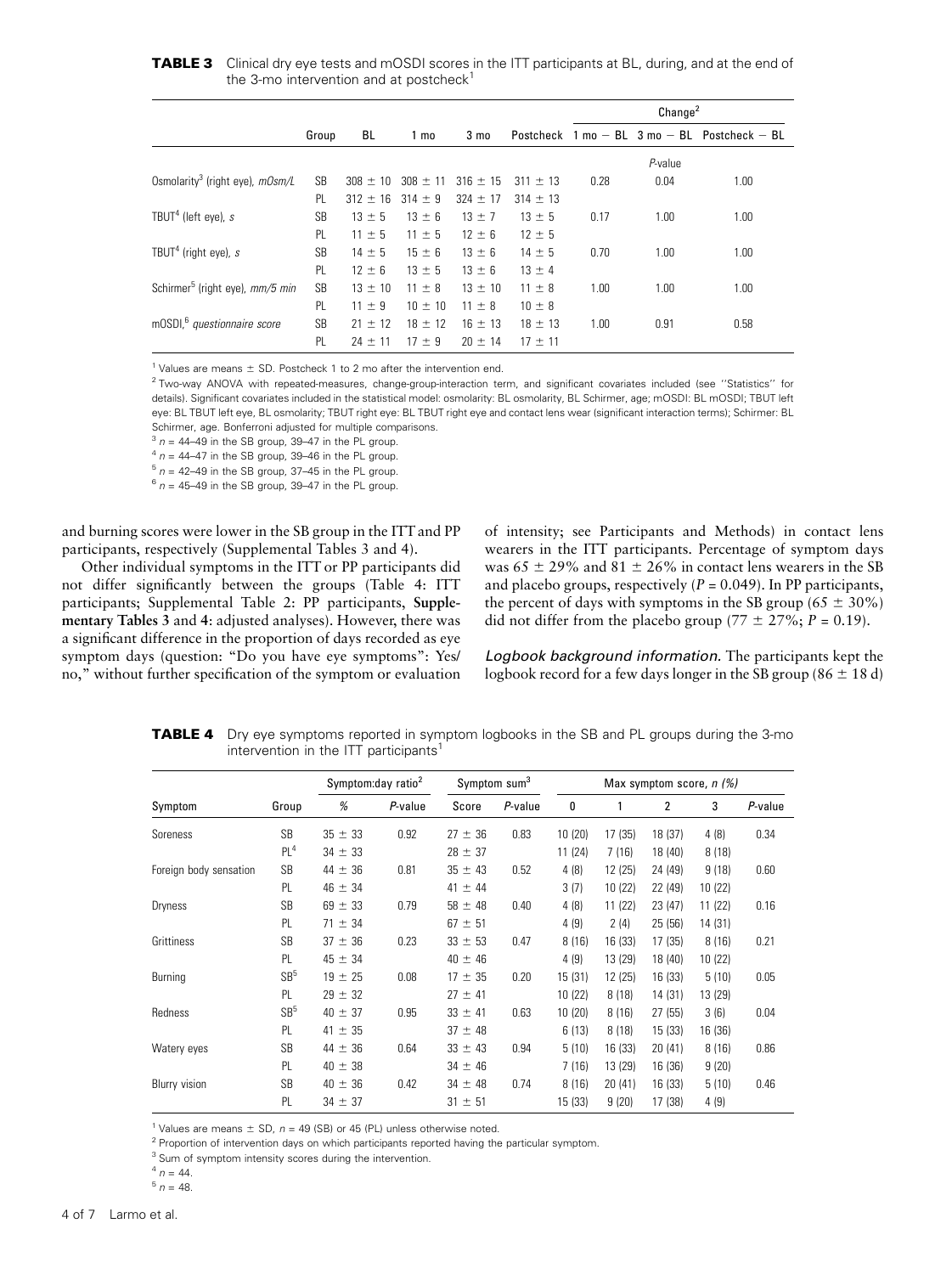**TABLE 3** Clinical dry eye tests and mOSDI scores in the ITT participants at BL, during, and at the end of the 3-mo intervention and at postcheck[1]

| | Group | BL | 1 mo | 3 mo | Postcheck | Change[2] 1 mo − BL | 3 mo − BL | Postcheck − BL |
|---|---|---|---|---|---|---|---|---|
| | | | | | | | *P*-value | |
| Osmolarity[3] (right eye), *mOsm/L* | SB | 308 ± 10 | 308 ± 11 | 316 ± 15 | 311 ± 13 | 0.28 | 0.04 | 1.00 |
| | PL | 312 ± 16 | 314 ± 9 | 324 ± 17 | 314 ± 13 | | | |
| TBUT[4] (left eye), *s* | SB | 13 ± 5 | 13 ± 6 | 13 ± 7 | 13 ± 5 | 0.17 | 1.00 | 1.00 |
| | PL | 11 ± 5 | 11 ± 5 | 12 ± 6 | 12 ± 5 | | | |
| TBUT[4] (right eye), *s* | SB | 14 ± 5 | 15 ± 6 | 13 ± 6 | 14 ± 5 | 0.70 | 1.00 | 1.00 |
| | PL | 12 ± 6 | 13 ± 5 | 13 ± 6 | 13 ± 4 | | | |
| Schirmer[5] (right eye), *mm/5 min* | SB | 13 ± 10 | 11 ± 8 | 13 ± 10 | 11 ± 8 | 1.00 | 1.00 | 1.00 |
| | PL | 11 ± 9 | 10 ± 10 | 11 ± 8 | 10 ± 8 | | | |
| mOSDI,[6] *questionnaire score* | SB | 21 ± 12 | 18 ± 12 | 16 ± 13 | 18 ± 13 | 1.00 | 0.91 | 0.58 |
| | PL | 24 ± 11 | 17 ± 9 | 20 ± 14 | 17 ± 11 | | | |

[1] Values are means ± SD. Postcheck 1 to 2 mo after the intervention end.

[2] Two-way ANOVA with repeated-measures, change-group-interaction term, and significant covariates included (see "Statistics" for details). Significant covariates included in the statistical model: osmolarity: BL osmolarity, BL Schirmer, age; mOSDI: BL mOSDI; TBUT left eye: BL TBUT left eye, BL osmolarity; TBUT right eye: BL TBUT right eye and contact lens wear (significant interaction terms); Schirmer: BL Schirmer, age. Bonferroni adjusted for multiple comparisons.

[3] $n$ = 44–49 in the SB group, 39–47 in the PL group.

[4] $n$ = 44–47 in the SB group, 39–46 in the PL group.

[5] $n$ = 42–49 in the SB group, 37–45 in the PL group.

[6] $n$ = 45–49 in the SB group, 39–47 in the PL group.

and burning scores were lower in the SB group in the ITT and PP participants, respectively (Supplemental Tables 3 and 4).

Other individual symptoms in the ITT or PP participants did not differ significantly between the groups (Table 4: ITT participants; Supplemental Table 2: PP participants, **Supplementary Tables 3** and **4**: adjusted analyses). However, there was a significant difference in the proportion of days recorded as eye symptom days (question: "Do you have eye symptoms": Yes/no," without further specification of the symptom or evaluation of intensity; see Participants and Methods) in contact lens wearers in the ITT participants. Percentage of symptom days was 65 ± 29% and 81 ± 26% in contact lens wearers in the SB and placebo groups, respectively ($P$ = 0.049). In PP participants, the percent of days with symptoms in the SB group (65 ± 30%) did not differ from the placebo group (77 ± 27%; $P$ = 0.19).

*Logbook background information.* The participants kept the logbook record for a few days longer in the SB group (86 ± 18 d)

**TABLE 4** Dry eye symptoms reported in symptom logbooks in the SB and PL groups during the 3-mo intervention in the ITT participants[1]

| Symptom | Group | Symptom:day ratio[2] % | *P*-value | Symptom sum[3] Score | *P*-value | Max symptom score, *n (%)* 0 | 1 | 2 | 3 | *P*-value |
|---|---|---|---|---|---|---|---|---|---|---|
| Soreness | SB | 35 ± 33 | 0.92 | 27 ± 36 | 0.83 | 10 (20) | 17 (35) | 18 (37) | 4 (8) | 0.34 |
| | PL[4] | 34 ± 33 | | 28 ± 37 | | 11 (24) | 7 (16) | 18 (40) | 8 (18) | |
| Foreign body sensation | SB | 44 ± 36 | 0.81 | 35 ± 43 | 0.52 | 4 (8) | 12 (25) | 24 (49) | 9 (18) | 0.60 |
| | PL | 46 ± 34 | | 41 ± 44 | | 3 (7) | 10 (22) | 22 (49) | 10 (22) | |
| Dryness | SB | 69 ± 33 | 0.79 | 58 ± 48 | 0.40 | 4 (8) | 11 (22) | 23 (47) | 11 (22) | 0.16 |
| | PL | 71 ± 34 | | 67 ± 51 | | 4 (9) | 2 (4) | 25 (56) | 14 (31) | |
| Grittiness | SB | 37 ± 36 | 0.23 | 33 ± 53 | 0.47 | 8 (16) | 16 (33) | 17 (35) | 8 (16) | 0.21 |
| | PL | 45 ± 34 | | 40 ± 46 | | 4 (9) | 13 (29) | 18 (40) | 10 (22) | |
| Burning | SB[5] | 19 ± 25 | 0.08 | 17 ± 35 | 0.20 | 15 (31) | 12 (25) | 16 (33) | 5 (10) | 0.05 |
| | PL | 29 ± 32 | | 27 ± 41 | | 10 (22) | 8 (18) | 14 (31) | 13 (29) | |
| Redness | SB[5] | 40 ± 37 | 0.95 | 33 ± 41 | 0.63 | 10 (20) | 8 (16) | 27 (55) | 3 (6) | 0.04 |
| | PL | 41 ± 35 | | 37 ± 48 | | 6 (13) | 8 (18) | 15 (33) | 16 (36) | |
| Watery eyes | SB | 44 ± 36 | 0.64 | 33 ± 43 | 0.94 | 5 (10) | 16 (33) | 20 (41) | 8 (16) | 0.86 |
| | PL | 40 ± 38 | | 34 ± 46 | | 7 (16) | 13 (29) | 16 (36) | 9 (20) | |
| Blurry vision | SB | 40 ± 36 | 0.42 | 34 ± 48 | 0.74 | 8 (16) | 20 (41) | 16 (33) | 5 (10) | 0.46 |
| | PL | 34 ± 37 | | 31 ± 51 | | 15 (33) | 9 (20) | 17 (38) | 4 (9) | |

[1] Values are means ± SD, $n$ = 49 (SB) or 45 (PL) unless otherwise noted.

[2] Proportion of intervention days on which participants reported having the particular symptom.

[3] Sum of symptom intensity scores during the intervention.

[4] $n$ = 44.

[5] $n$ = 48.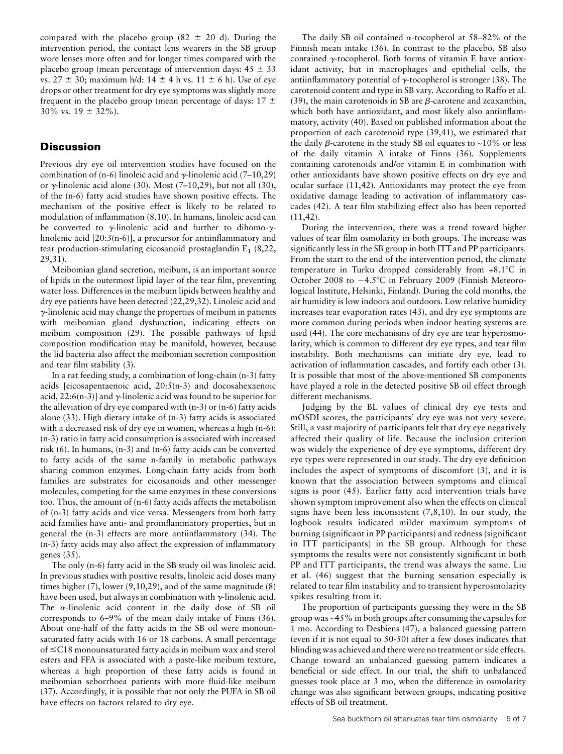compared with the placebo group (82 ± 20 d). During the intervention period, the contact lens wearers in the SB group wore lenses more often and for longer times compared with the placebo group (mean percentage of intervention days: 45 ± 33 vs. 27 ± 30; maximum h/d: 14 ± 4 h vs. 11 ± 6 h). Use of eye drops or other treatment for dry eye symptoms was slightly more frequent in the placebo group (mean percentage of days: 17 ± 30% vs. 19 ± 32%).

## Discussion

Previous dry eye oil intervention studies have focused on the combination of (n-6) linoleic acid and γ-linolenic acid (7–10,29) or γ-linolenic acid alone (30). Most (7–10,29), but not all (30), of the (n-6) fatty acid studies have shown positive effects. The mechanism of the positive effect is likely to be related to modulation of inflammation (8,10). In humans, linoleic acid can be converted to γ-linolenic acid and further to dihomo-γ-linolenic acid [20:3(n-6)], a precursor for antiinflammatory and tear production-stimulating eicosanoid prostaglandin $E_1$ (8,22, 29,31).

Meibomian gland secretion, meibum, is an important source of lipids in the outermost lipid layer of the tear film, preventing water loss. Differences in the meibum lipids between healthy and dry eye patients have been detected (22,29,32). Linoleic acid and γ-linolenic acid may change the properties of meibum in patients with meibomian gland dysfunction, indicating effects on meibum composition (29). The possible pathways of lipid composition modification may be manifold, however, because the lid bacteria also affect the meibomian secretion composition and tear film stability (3).

In a rat feeding study, a combination of long-chain (n-3) fatty acids [eicosapentaenoic acid, 20:5(n-3) and docosahexaenoic acid, 22:6(n-3)] and γ-linolenic acid was found to be superior for the alleviation of dry eye compared with (n-3) or (n-6) fatty acids alone (33). High dietary intake of (n-3) fatty acids is associated with a decreased risk of dry eye in women, whereas a high (n-6):(n-3) ratio in fatty acid consumption is associated with increased risk (6). In humans, (n-3) and (n-6) fatty acids can be converted to fatty acids of the same n-family in metabolic pathways sharing common enzymes. Long-chain fatty acids from both families are substrates for eicosanoids and other messenger molecules, competing for the same enzymes in these conversions too. Thus, the amount of (n-6) fatty acids affects the metabolism of (n-3) fatty acids and vice versa. Messengers from both fatty acid families have anti- and proinflammatory properties, but in general the (n-3) effects are more antiinflammatory (34). The (n-3) fatty acids may also affect the expression of inflammatory genes (35).

The only (n-6) fatty acid in the SB study oil was linoleic acid. In previous studies with positive results, linoleic acid doses many times higher (7), lower (9,10,29), and of the same magnitude (8) have been used, but always in combination with γ-linolenic acid. The α-linolenic acid content in the daily dose of SB oil corresponds to 6–9% of the mean daily intake of Finns (36). About one-half of the fatty acids in the SB oil were monounsaturated fatty acids with 16 or 18 carbons. A small percentage of ≤C18 monounsaturated fatty acids in meibum wax and sterol esters and FFA is associated with a paste-like meibum texture, whereas a high proportion of these fatty acids is found in meibomian seborrhoea patients with more fluid-like meibum (37). Accordingly, it is possible that not only the PUFA in SB oil have effects on factors related to dry eye.

The daily SB oil contained α-tocopherol at 58–82% of the Finnish mean intake (36). In contrast to the placebo, SB also contained γ-tocopherol. Both forms of vitamin E have antioxidant activity, but in macrophages and epithelial cells, the antiinflammatory potential of γ-tocopherol is stronger (38). The carotenoid content and type in SB vary. According to Raffo et al. (39), the main carotenoids in SB are β-carotene and zeaxanthin, which both have antioxidant, and most likely also antiinflammatory, activity (40). Based on published information about the proportion of each carotenoid type (39,41), we estimated that the daily β-carotene in the study SB oil equates to ~10% or less of the daily vitamin A intake of Finns (36). Supplements containing carotenoids and/or vitamin E in combination with other antioxidants have shown positive effects on dry eye and ocular surface (11,42). Antioxidants may protect the eye from oxidative damage leading to activation of inflammatory cascades (42). A tear film stabilizing effect also has been reported (11,42).

During the intervention, there was a trend toward higher values of tear film osmolarity in both groups. The increase was significantly less in the SB group in both ITT and PP participants. From the start to the end of the intervention period, the climate temperature in Turku dropped considerably from +8.1°C in October 2008 to −4.5°C in February 2009 (Finnish Meteorological Institute, Helsinki, Finland). During the cold months, the air humidity is low indoors and outdoors. Low relative humidity increases tear evaporation rates (43), and dry eye symptoms are more common during periods when indoor heating systems are used (44). The core mechanisms of dry eye are tear hyperosmolarity, which is common to different dry eye types, and tear film instability. Both mechanisms can initiate dry eye, lead to activation of inflammation cascades, and fortify each other (3). It is possible that most of the above-mentioned SB components have played a role in the detected positive SB oil effect through different mechanisms.

Judging by the BL values of clinical dry eye tests and mOSDI scores, the participants' dry eye was not very severe. Still, a vast majority of participants felt that dry eye negatively affected their quality of life. Because the inclusion criterion was widely the experience of dry eye symptoms, different dry eye types were represented in our study. The dry eye definition includes the aspect of symptoms of discomfort (3), and it is known that the association between symptoms and clinical signs is poor (45). Earlier fatty acid intervention trials have shown symptom improvement also when the effects on clinical signs have been less inconsistent (7,8,10). In our study, the logbook results indicated milder maximum symptoms of burning (significant in PP participants) and redness (significant in ITT participants) in the SB group. Although for these symptoms the results were not consistently significant in both PP and ITT participants, the trend was always the same. Liu et al. (46) suggest that the burning sensation especially is related to tear film instability and to transient hyperosmolarity spikes resulting from it.

The proportion of participants guessing they were in the SB group was ~45% in both groups after consuming the capsules for 1 mo. According to Desbiens (47), a balanced guessing pattern (even if it is not equal to 50-50) after a few doses indicates that blinding was achieved and there were no treatment or side effects. Change toward an unbalanced guessing pattern indicates a beneficial or side effect. In our trial, the shift to unbalanced guesses took place at 3 mo, when the difference in osmolarity change was also significant between groups, indicating positive effects of SB oil treatment.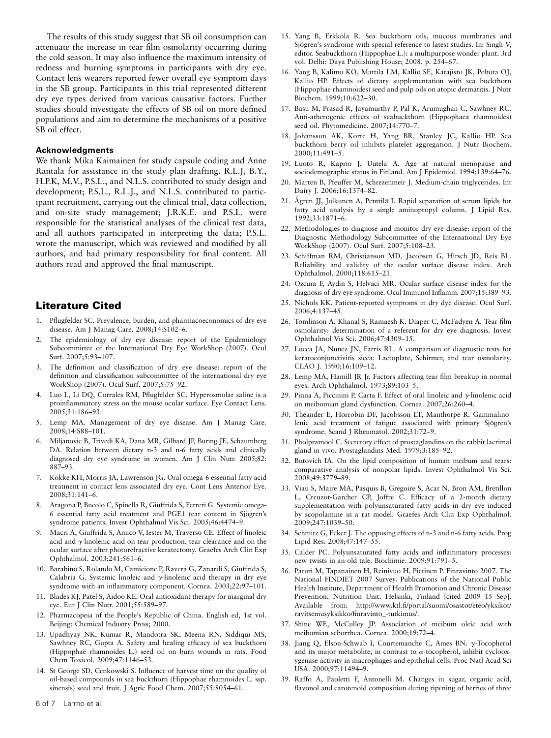The results of this study suggest that SB oil consumption can attenuate the increase in tear film osmolarity occurring during the cold season. It may also influence the maximum intensity of redness and burning symptoms in participants with dry eye. Contact lens wearers reported fewer overall eye symptom days in the SB group. Participants in this trial represented different dry eye types derived from various causative factors. Further studies should investigate the effects of SB oil on more defined populations and aim to determine the mechanisms of a positive SB oil effect.

### Acknowledgments

We thank Mika Kaimainen for study capsule coding and Anne Rantala for assistance in the study plan drafting. R.L.J, B.Y., H.P.K, M.V., P.S.L., and N.L.S. contributed to study design and development; P.S.L., R.L.J., and N.L.S. contributed to participant recruitment, carrying out the clinical trial, data collection, and on-site study management; J.R.K.E. and P.S.L. were responsible for the statistical analyses of the clinical test data, and all authors participated in interpreting the data; P.S.L. wrote the manuscript, which was reviewed and modified by all authors, and had primary responsibility for final content. All authors read and approved the final manuscript.

## Literature Cited

1. Pflugfelder SC. Prevalence, burden, and pharmacoeconomics of dry eye disease. Am J Manag Care. 2008;14:S102–6.
2. The epidemiology of dry eye disease: report of the Epidemiology Subcommittee of the International Dry Eye WorkShop (2007). Ocul Surf. 2007;5:93–107.
3. The definition and classification of dry eye disease: report of the definition and classification subcommittee of the international dry eye WorkShop (2007). Ocul Surf. 2007;5:75–92.
4. Luo L, Li DQ, Corrales RM, Pflugfelder SC. Hyperosmolar saline is a proinflammatory stress on the mouse ocular surface. Eye Contact Lens. 2005;31:186–93.
5. Lemp MA. Management of dry eye disease. Am J Manag Care. 2008;14:S88–101.
6. Miljanovic B, Trivedi KA, Dana MR, Gilbard JP, Buring JE, Schaumberg DA. Relation between dietary n-3 and n-6 fatty acids and clinically diagnosed dry eye syndrome in women. Am J Clin Nutr. 2005;82: 887–93.
7. Kokke KH, Morris JA, Lawrenson JG. Oral omega-6 essential fatty acid treatment in contact lens associated dry eye. Cont Lens Anterior Eye. 2008;31:141–6.
8. Aragona P, Bucolo C, Spinella R, Giuffrida S, Ferreri G. Systemic omega-6 essential fatty acid treatment and PGE1 tear content in Sjögren's syndrome patients. Invest Ophthalmol Vis Sci. 2005;46:4474–9.
9. Macri A, Giuffrida S, Amico V, Iester M, Traverso CE. Effect of linoleic acid and γ-linolenic acid on tear production, tear clearance and on the ocular surface after photorefractive keratectomy. Graefes Arch Clin Exp Ophthalmol. 2003;241:561–6.
10. Barabino S, Rolando M, Camicione P, Ravera G, Zanardi S, Giuffrida S, Calabria G. Systemic linoleic and γ-linolenic acid therapy in dry eye syndrome with an inflammatory component. Cornea. 2003;22:97–101.
11. Blades KJ, Patel S, Aidoo KE. Oral antioxidant therapy for marginal dry eye. Eur J Clin Nutr. 2001;55:589–97.
12. Pharmacopeia of the People's Republic of China. English ed, 1st vol. Beijing: Chemical Industry Press; 2000.
13. Upadhyay NK, Kumar R, Mandotra SK, Meena RN, Siddiqui MS, Sawhney RC, Gupta A. Safety and healing efficacy of sea buckthorn (Hippophaë rhamnoides L.) seed oil on burn wounds in rats. Food Chem Toxicol. 2009;47:1146–53.
14. St George SD, Cenkowski S. Influence of harvest time on the quality of oil-based compounds in sea buckthorn (Hippophae rhamnoides L. ssp. sinensis) seed and fruit. J Agric Food Chem. 2007;55:8054–61.
15. Yang B, Erkkola R. Sea buckthorn oils, mucous membranes and Sjögren's syndrome with special reference to latest studies. In: Singh V, editor. Seabuckthorn (Hippophae L.): a multipurpose wonder plant. 3rd vol. Delhi: Daya Publishing House; 2008. p. 254–67.
16. Yang B, Kalimo KO, Mattila LM, Kallio SE, Katajisto JK, Peltota OJ, Kallio HP. Effects of dietary supplementation with sea buckthorn (Hippophae rhamnoides) seed and pulp oils on atopic dermatitis. J Nutr Biochem. 1999;10:622–30.
17. Basu M, Prasad R, Jayamurthy P, Pal K, Arumughan C, Sawhney RC. Anti-atherogenic effects of seabuckthorn (Hippophaea rhamnoides) seed oil. Phytomedicine. 2007;14:770–7.
18. Johansson AK, Korte H, Yang BR, Stanley JC, Kallio HP. Sea buckthorn berry oil inhibits platelet aggregation. J Nutr Biochem. 2000;11:491–5.
19. Luoto R, Kaprio J, Uutela A. Age at natural menopause and sociodemographic status in Finland. Am J Epidemiol. 1994;139:64–76.
20. Marten B, Pfeuffer M, Schrezenmeir J. Medium-chain triglycerides. Int Dairy J. 2006;16:1374–82.
21. Ågren JJ, Julkunen A, Penttilä I. Rapid separation of serum lipids for fatty acid analysis by a single aminopropyl column. J Lipid Res. 1992;33:1871–6.
22. Methodologies to diagnose and monitor dry eye disease: report of the Diagnostic Methodology Subcommittee of the International Dry Eye WorkShop (2007). Ocul Surf. 2007;5:108–23.
23. Schiffman RM, Christianson MD, Jacobsen G, Hirsch JD, Reis BL. Reliability and validity of the ocular surface disease index. Arch Ophthalmol. 2000;118:615–21.
24. Ozcura F, Aydin S, Helvaci MR. Ocular surface disease index for the diagnosis of dry eye syndrome. Ocul Immunol Inflamm. 2007;15:389–93.
25. Nichols KK. Patient-reported symptoms in dry dye disease. Ocul Surf. 2006;4:137–45.
26. Tomlinson A, Khanal S, Ramaesh K, Diaper C, McFadyen A. Tear film osmolarity: determination of a referent for dry eye diagnosis. Invest Ophthalmol Vis Sci. 2006;47:4309–15.
27. Lucca JA, Nunez JN, Farris RL. A comparison of diagnostic tests for keratoconjunctivitis sicca: Lactoplate, Schirmer, and tear osmolarity. CLAO J. 1990;16:109–12.
28. Lemp MA, Hamill JR Jr. Factors affecting tear film breakup in normal eyes. Arch Ophthalmol. 1973;89:103–5.
29. Pinna A, Piccinini P, Carta F. Effect of oral linoleic and γ-linolenic acid on meibomian gland dysfunction. Cornea. 2007;26:260–4.
30. Theander E, Horrobin DF, Jacobsson LT, Manthorpe R. Gammalinolenic acid treatment of fatigue associated with primary Sjögren's syndrome. Scand J Rheumatol. 2002;31:72–9.
31. Pholpramool C. Secretory effect of prostaglandins on the rabbit lacrimal gland in vivo. Prostaglandins Med. 1979;3:185–92.
32. Butovich IA. On the lipid composition of human meibum and tears: comparative analysis of nonpolar lipids. Invest Ophthalmol Vis Sci. 2008;49:3779–89.
33. Viau S, Maire MA, Pasquis B, Gregoire S, Acar N, Bron AM, Bretillon L, Creuzot-Garcher CP, Joffre C. Efficacy of a 2-month dietary supplementation with polyunsaturated fatty acids in dry eye induced by scopolamine in a rat model. Graefes Arch Clin Exp Ophthalmol. 2009;247:1039–50.
34. Schmitz G, Ecker J. The opposing effects of n-3 and n-6 fatty acids. Prog Lipid Res. 2008;47:147–55.
35. Calder PC. Polyunsaturated fatty acids and inflammatory processes: new twists in an old tale. Biochimie. 2009;91:791–5.
36. Paturi M, Tapanainen H, Reinivuo H, Pietinen P. Finravinto 2007. The National FINDIET 2007 Survey. Publications of the National Public Health Institute, Department of Health Promotion and Chronic Disease Prevention, Nutrition Unit. Helsinki, Finland [cited 2009 15 Sep]. Available from: http://www.ktl.fi/portal/suomi/osastot/eteo/yksikot/ravitsemusyksikko/finravinto_-tutkimus/.
37. Shine WE, McCulley JP. Association of meibum oleic acid with meibomian seborrhea. Cornea. 2000;19:72–4.
38. Jiang Q, Elson-Schwab I, Courtemanche C, Ames BN. γ-Tocopherol and its major metabolite, in contrast to α-tocopherol, inhibit cyclooxygenase activity in macrophages and epithelial cells. Proc Natl Acad Sci USA. 2000;97:11494–9.
39. Raffo A, Paoletti F, Antonelli M. Changes in sugar, organic acid, flavonol and carotenoid composition during ripening of berries of three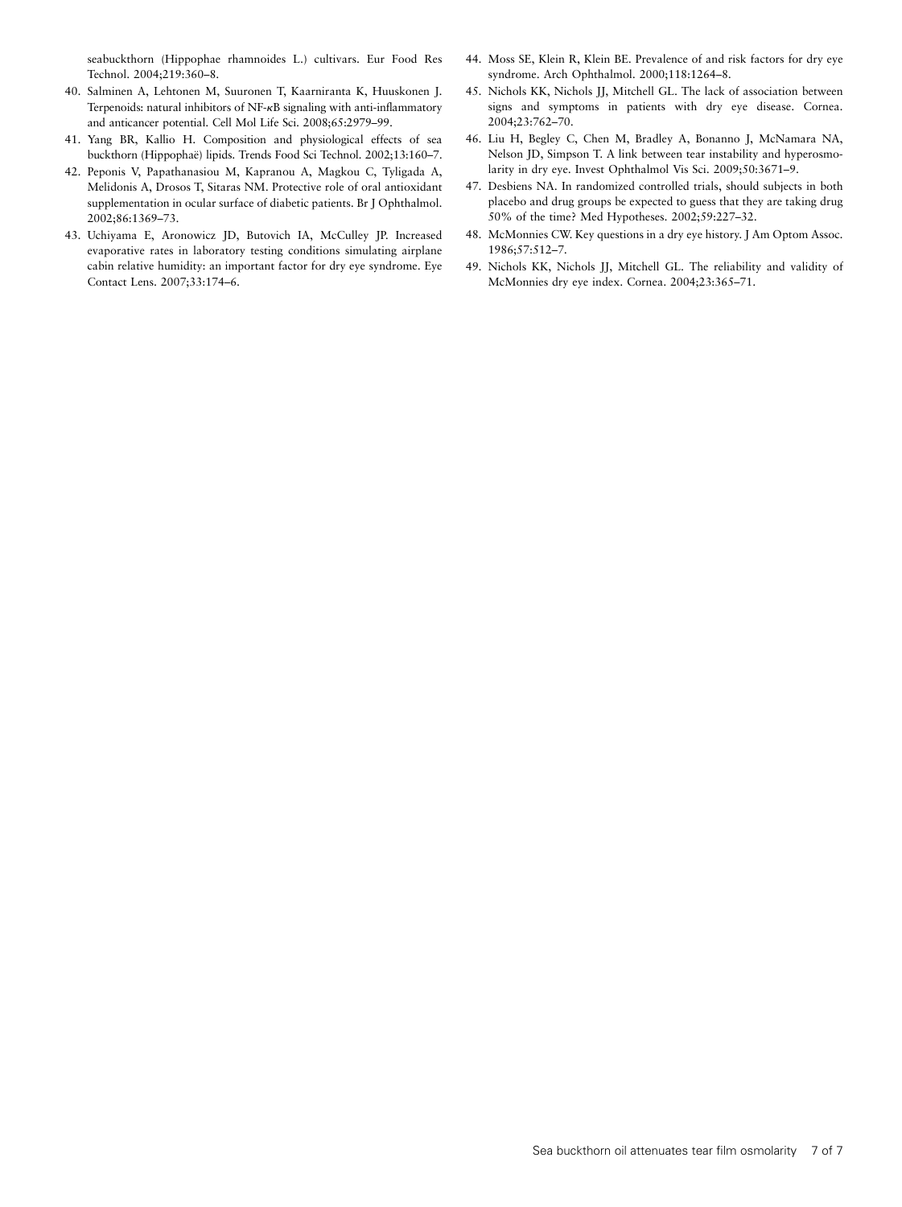seabuckthorn (Hippophae rhamnoides L.) cultivars. Eur Food Res Technol. 2004;219:360–8.

40. Salminen A, Lehtonen M, Suuronen T, Kaarniranta K, Huuskonen J. Terpenoids: natural inhibitors of NF-κB signaling with anti-inflammatory and anticancer potential. Cell Mol Life Sci. 2008;65:2979–99.
41. Yang BR, Kallio H. Composition and physiological effects of sea buckthorn (Hippophaë) lipids. Trends Food Sci Technol. 2002;13:160–7.
42. Peponis V, Papathanasiou M, Kapranou A, Magkou C, Tyligada A, Melidonis A, Drosos T, Sitaras NM. Protective role of oral antioxidant supplementation in ocular surface of diabetic patients. Br J Ophthalmol. 2002;86:1369–73.
43. Uchiyama E, Aronowicz JD, Butovich IA, McCulley JP. Increased evaporative rates in laboratory testing conditions simulating airplane cabin relative humidity: an important factor for dry eye syndrome. Eye Contact Lens. 2007;33:174–6.
44. Moss SE, Klein R, Klein BE. Prevalence of and risk factors for dry eye syndrome. Arch Ophthalmol. 2000;118:1264–8.
45. Nichols KK, Nichols JJ, Mitchell GL. The lack of association between signs and symptoms in patients with dry eye disease. Cornea. 2004;23:762–70.
46. Liu H, Begley C, Chen M, Bradley A, Bonanno J, McNamara NA, Nelson JD, Simpson T. A link between tear instability and hyperosmolarity in dry eye. Invest Ophthalmol Vis Sci. 2009;50:3671–9.
47. Desbiens NA. In randomized controlled trials, should subjects in both placebo and drug groups be expected to guess that they are taking drug 50% of the time? Med Hypotheses. 2002;59:227–32.
48. McMonnies CW. Key questions in a dry eye history. J Am Optom Assoc. 1986;57:512–7.
49. Nichols KK, Nichols JJ, Mitchell GL. The reliability and validity of McMonnies dry eye index. Cornea. 2004;23:365–71.